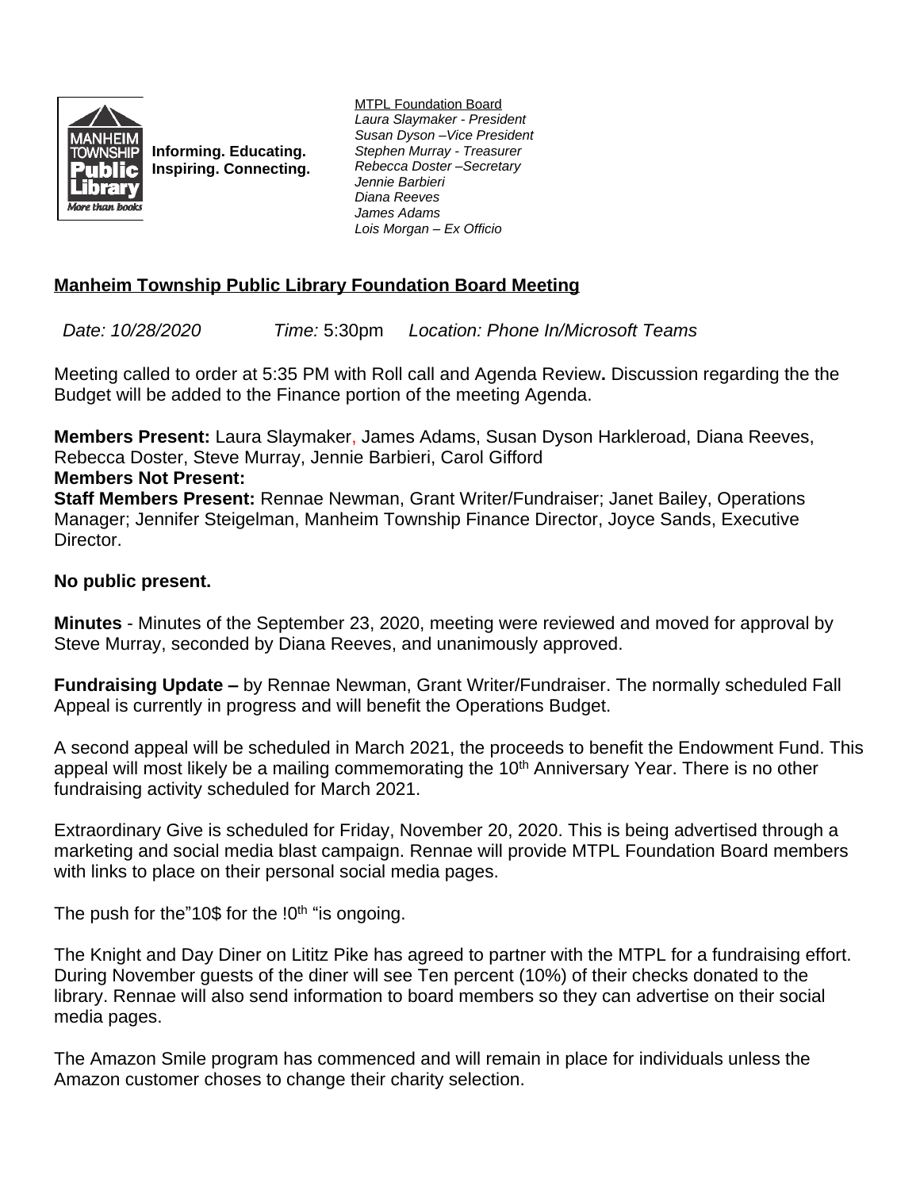Informing. Educating.
Inspiring. Connecting.

MTPL Foundation Board
*Laura Slaymaker - President*
*Susan Dyson –Vice President*
*Stephen Murray - Treasurer*
*Rebecca Doster –Secretary*
*Jennie Barbieri*
*Diana Reeves*
*James Adams*
*Lois Morgan – Ex Officio*

## Manheim Township Public Library Foundation Board Meeting

*Date: 10/28/2020* *Time:* 5:30pm *Location: Phone In/Microsoft Teams*

Meeting called to order at 5:35 PM with Roll call and Agenda Review**.** Discussion regarding the the Budget will be added to the Finance portion of the meeting Agenda.

**Members Present:** Laura Slaymaker, James Adams, Susan Dyson Harkleroad, Diana Reeves, Rebecca Doster, Steve Murray, Jennie Barbieri, Carol Gifford
**Members Not Present:**
**Staff Members Present:** Rennae Newman, Grant Writer/Fundraiser; Janet Bailey, Operations Manager; Jennifer Steigelman, Manheim Township Finance Director, Joyce Sands, Executive Director.

**No public present.**

**Minutes** - Minutes of the September 23, 2020, meeting were reviewed and moved for approval by Steve Murray, seconded by Diana Reeves, and unanimously approved.

**Fundraising Update –** by Rennae Newman, Grant Writer/Fundraiser. The normally scheduled Fall Appeal is currently in progress and will benefit the Operations Budget.

A second appeal will be scheduled in March 2021, the proceeds to benefit the Endowment Fund. This appeal will most likely be a mailing commemorating the 10th Anniversary Year. There is no other fundraising activity scheduled for March 2021.

Extraordinary Give is scheduled for Friday, November 20, 2020. This is being advertised through a marketing and social media blast campaign. Rennae will provide MTPL Foundation Board members with links to place on their personal social media pages.

The push for the"10$ for the !0th "is ongoing.

The Knight and Day Diner on Lititz Pike has agreed to partner with the MTPL for a fundraising effort. During November guests of the diner will see Ten percent (10%) of their checks donated to the library. Rennae will also send information to board members so they can advertise on their social media pages.

The Amazon Smile program has commenced and will remain in place for individuals unless the Amazon customer choses to change their charity selection.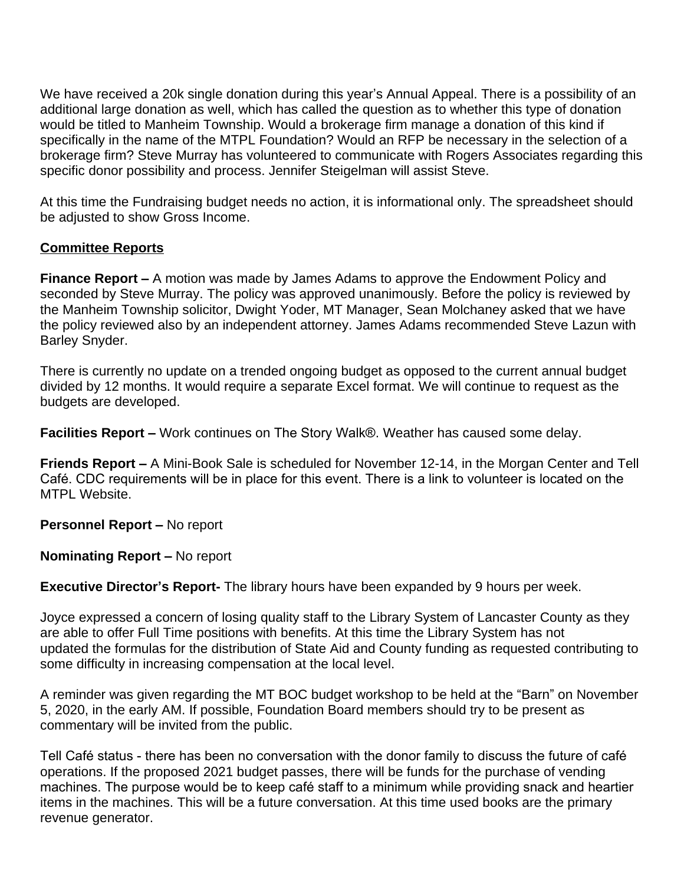We have received a 20k single donation during this year's Annual Appeal. There is a possibility of an additional large donation as well, which has called the question as to whether this type of donation would be titled to Manheim Township. Would a brokerage firm manage a donation of this kind if specifically in the name of the MTPL Foundation? Would an RFP be necessary in the selection of a brokerage firm? Steve Murray has volunteered to communicate with Rogers Associates regarding this specific donor possibility and process. Jennifer Steigelman will assist Steve.

At this time the Fundraising budget needs no action, it is informational only. The spreadsheet should be adjusted to show Gross Income.

## Committee Reports

**Finance Report –** A motion was made by James Adams to approve the Endowment Policy and seconded by Steve Murray. The policy was approved unanimously. Before the policy is reviewed by the Manheim Township solicitor, Dwight Yoder, MT Manager, Sean Molchaney asked that we have the policy reviewed also by an independent attorney. James Adams recommended Steve Lazun with Barley Snyder.

There is currently no update on a trended ongoing budget as opposed to the current annual budget divided by 12 months. It would require a separate Excel format. We will continue to request as the budgets are developed.

**Facilities Report –** Work continues on The Story Walk®. Weather has caused some delay.

**Friends Report –** A Mini-Book Sale is scheduled for November 12-14, in the Morgan Center and Tell Café. CDC requirements will be in place for this event. There is a link to volunteer is located on the MTPL Website.

**Personnel Report –** No report

**Nominating Report –** No report

**Executive Director's Report-** The library hours have been expanded by 9 hours per week.

Joyce expressed a concern of losing quality staff to the Library System of Lancaster County as they are able to offer Full Time positions with benefits. At this time the Library System has not updated the formulas for the distribution of State Aid and County funding as requested contributing to some difficulty in increasing compensation at the local level.

A reminder was given regarding the MT BOC budget workshop to be held at the "Barn" on November 5, 2020, in the early AM. If possible, Foundation Board members should try to be present as commentary will be invited from the public.

Tell Café status - there has been no conversation with the donor family to discuss the future of café operations. If the proposed 2021 budget passes, there will be funds for the purchase of vending machines. The purpose would be to keep café staff to a minimum while providing snack and heartier items in the machines. This will be a future conversation. At this time used books are the primary revenue generator.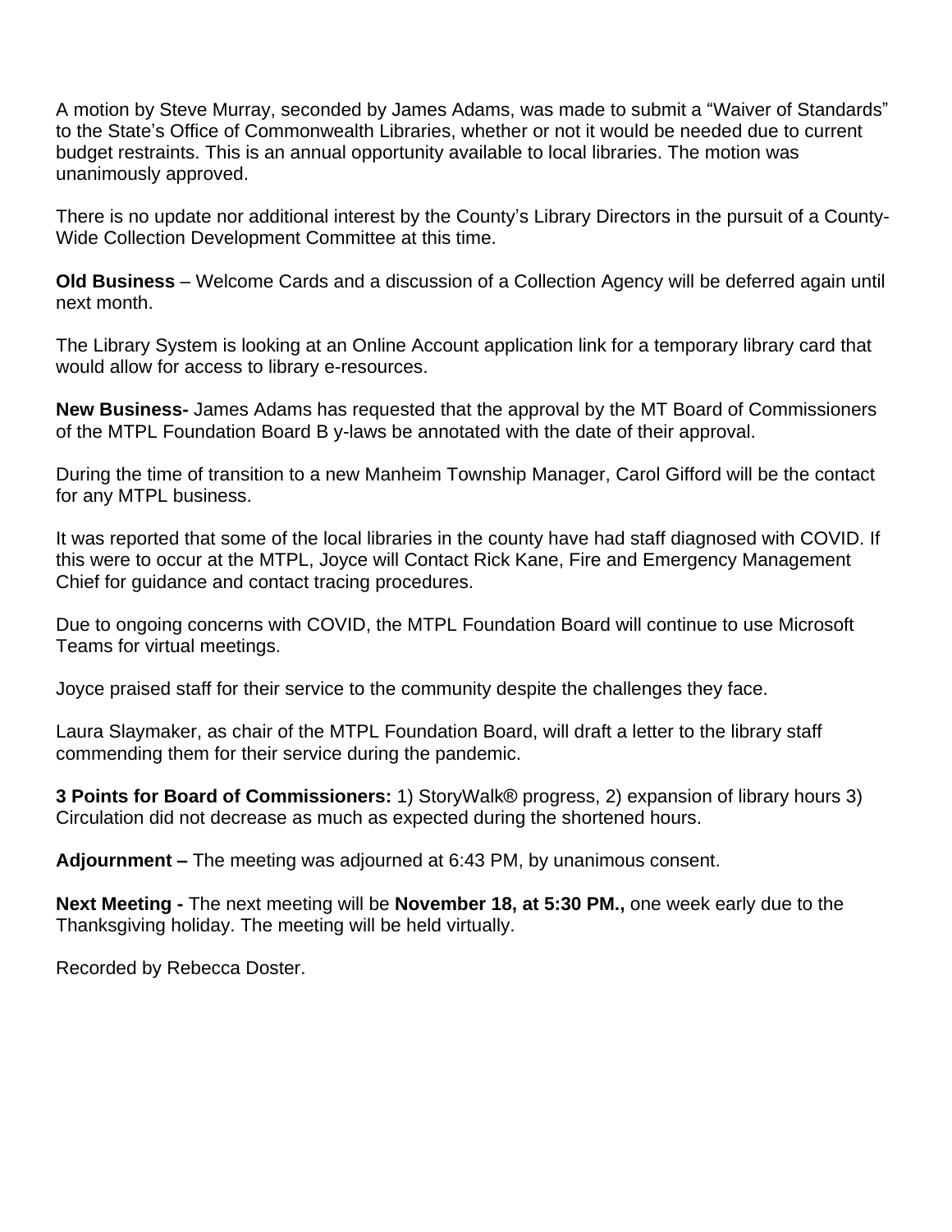A motion by Steve Murray, seconded by James Adams, was made to submit a "Waiver of Standards" to the State's Office of Commonwealth Libraries, whether or not it would be needed due to current budget restraints. This is an annual opportunity available to local libraries. The motion was unanimously approved.

There is no update nor additional interest by the County's Library Directors in the pursuit of a County-Wide Collection Development Committee at this time.

**Old Business** – Welcome Cards and a discussion of a Collection Agency will be deferred again until next month.

The Library System is looking at an Online Account application link for a temporary library card that would allow for access to library e-resources.

**New Business-** James Adams has requested that the approval by the MT Board of Commissioners of the MTPL Foundation Board B y-laws be annotated with the date of their approval.

During the time of transition to a new Manheim Township Manager, Carol Gifford will be the contact for any MTPL business.

It was reported that some of the local libraries in the county have had staff diagnosed with COVID. If this were to occur at the MTPL, Joyce will Contact Rick Kane, Fire and Emergency Management Chief for guidance and contact tracing procedures.

Due to ongoing concerns with COVID, the MTPL Foundation Board will continue to use Microsoft Teams for virtual meetings.

Joyce praised staff for their service to the community despite the challenges they face.

Laura Slaymaker, as chair of the MTPL Foundation Board, will draft a letter to the library staff commending them for their service during the pandemic.

**3 Points for Board of Commissioners:** 1) StoryWalk® progress, 2) expansion of library hours 3) Circulation did not decrease as much as expected during the shortened hours.

**Adjournment –** The meeting was adjourned at 6:43 PM, by unanimous consent.

**Next Meeting -** The next meeting will be **November 18, at 5:30 PM.,** one week early due to the Thanksgiving holiday. The meeting will be held virtually.

Recorded by Rebecca Doster.